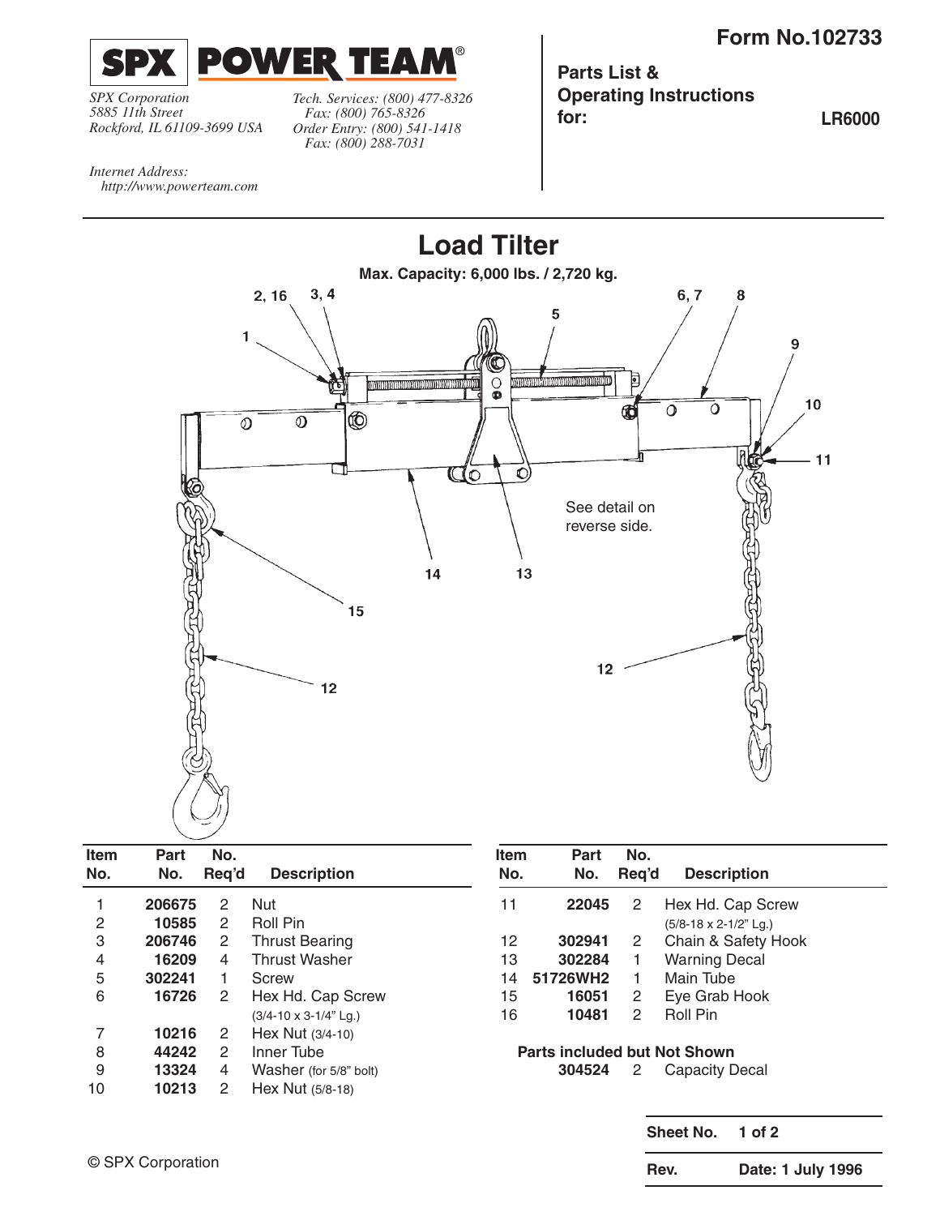**SPX | POWER TEAM®**

*SPX Corporation*
*5885 11th Street*
*Rockford, IL 61109-3699 USA*

*Tech. Services: (800) 477-8326*
*Fax: (800) 765-8326*
*Order Entry: (800) 541-1418*
*Fax: (800) 288-7031*

*Internet Address:*
*http://www.powerteam.com*

**Form No.102733**

**Parts List & Operating Instructions for:** **LR6000**

# Load Tilter

**Max. Capacity: 6,000 lbs. / 2,720 kg.**

See detail on reverse side.

| Item No. | Part No. | No. Req'd | Description |
|---|---|---|---|
| 1 | **206675** | 2 | Nut |
| 2 | **10585** | 2 | Roll Pin |
| 3 | **206746** | 2 | Thrust Bearing |
| 4 | **16209** | 4 | Thrust Washer |
| 5 | **302241** | 1 | Screw |
| 6 | **16726** | 2 | Hex Hd. Cap Screw (3/4-10 x 3-1/4" Lg.) |
| 7 | **10216** | 2 | Hex Nut (3/4-10) |
| 8 | **44242** | 2 | Inner Tube |
| 9 | **13324** | 4 | Washer (for 5/8" bolt) |
| 10 | **10213** | 2 | Hex Nut (5/8-18) |
| 11 | **22045** | 2 | Hex Hd. Cap Screw (5/8-18 x 2-1/2" Lg.) |
| 12 | **302941** | 2 | Chain & Safety Hook |
| 13 | **302284** | 1 | Warning Decal |
| 14 | **51726WH2** | 1 | Main Tube |
| 15 | **16051** | 2 | Eye Grab Hook |
| 16 | **10481** | 2 | Roll Pin |

**Parts included but Not Shown**

| Part No. | No. Req'd | Description |
|---|---|---|
| **304524** | 2 | Capacity Decal |

| **Sheet No.** | **1 of 2** |
|---|---|
| **Rev.** | **Date: 1 July 1996** |

© SPX Corporation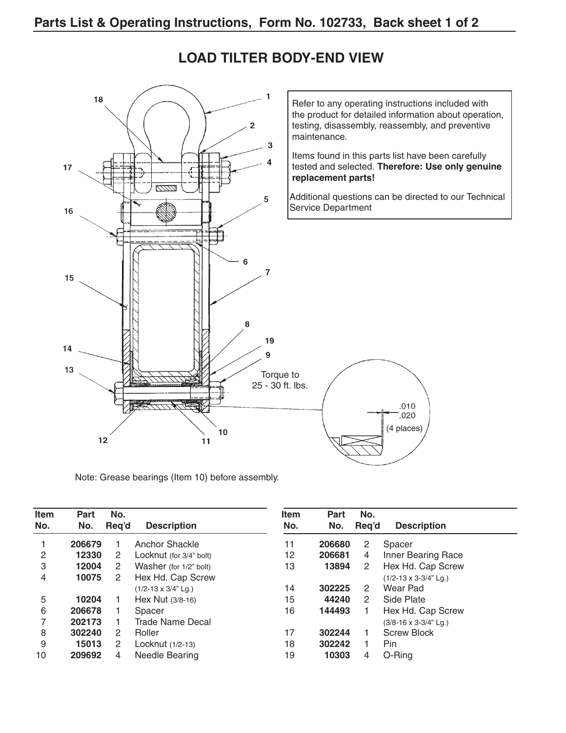## LOAD TILTER BODY-END VIEW

Refer to any operating instructions included with the product for detailed information about operation, testing, disassembly, reassembly, and preventive maintenance.

Items found in this parts list have been carefully tested and selected. **Therefore: Use only genuine replacement parts!**

Additional questions can be directed to our Technical Service Department

Torque to 25 - 30 ft. lbs.

.010
.020
(4 places)

Note: Grease bearings (Item 10) before assembly.

| Item No. | Part No. | No. Req'd | Description |
|---|---|---|---|
| 1 | **206679** | 1 | Anchor Shackle |
| 2 | **12330** | 2 | Locknut (for 3/4" bolt) |
| 3 | **12004** | 2 | Washer (for 1/2" bolt) |
| 4 | **10075** | 2 | Hex Hd. Cap Screw (1/2-13 x 3/4" Lg.) |
| 5 | **10204** | 1 | Hex Nut (3/8-16) |
| 6 | **206678** | 1 | Spacer |
| 7 | **202173** | 1 | Trade Name Decal |
| 8 | **302240** | 2 | Roller |
| 9 | **15013** | 2 | Locknut (1/2-13) |
| 10 | **209692** | 4 | Needle Bearing |
| 11 | **206680** | 2 | Spacer |
| 12 | **206681** | 4 | Inner Bearing Race |
| 13 | **13894** | 2 | Hex Hd. Cap Screw (1/2-13 x 3-3/4" Lg.) |
| 14 | **302225** | 2 | Wear Pad |
| 15 | **44240** | 2 | Side Plate |
| 16 | **144493** | 1 | Hex Hd. Cap Screw (3/8-16 x 3-3/4" Lg.) |
| 17 | **302244** | 1 | Screw Block |
| 18 | **302242** | 1 | Pin |
| 19 | **10303** | 4 | O-Ring |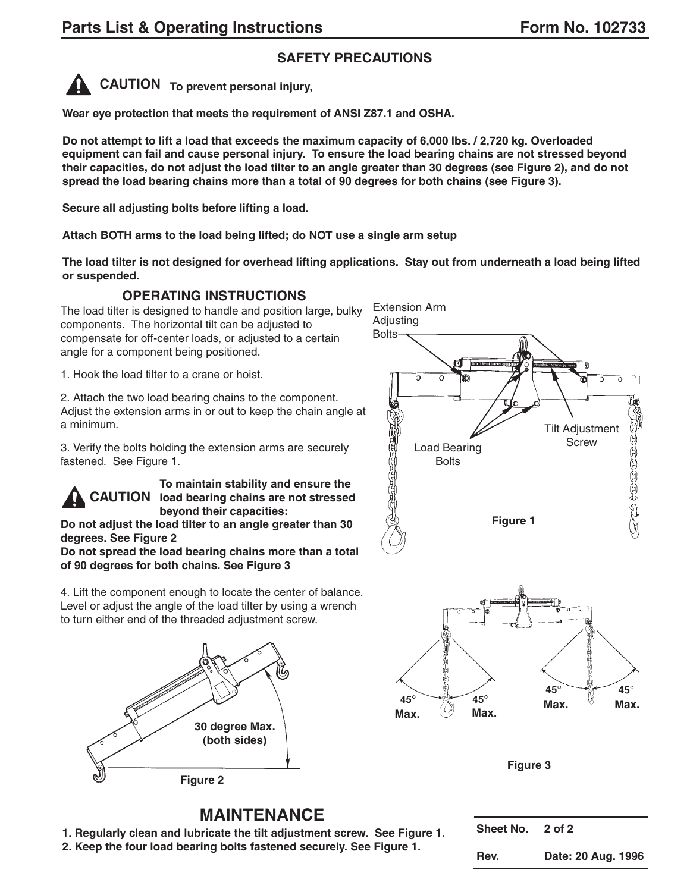# Parts List & Operating Instructions — Form No. 102733

## SAFETY PRECAUTIONS

**CAUTION To prevent personal injury,**

**Wear eye protection that meets the requirement of ANSI Z87.1 and OSHA.**

**Do not attempt to lift a load that exceeds the maximum capacity of 6,000 lbs. / 2,720 kg. Overloaded equipment can fail and cause personal injury. To ensure the load bearing chains are not stressed beyond their capacities, do not adjust the load tilter to an angle greater than 30 degrees (see Figure 2), and do not spread the load bearing chains more than a total of 90 degrees for both chains (see Figure 3).**

**Secure all adjusting bolts before lifting a load.**

**Attach BOTH arms to the load being lifted; do NOT use a single arm setup**

**The load tilter is not designed for overhead lifting applications. Stay out from underneath a load being lifted or suspended.**

## OPERATING INSTRUCTIONS

The load tilter is designed to handle and position large, bulky components. The horizontal tilt can be adjusted to compensate for off-center loads, or adjusted to a certain angle for a component being positioned.

1. Hook the load tilter to a crane or hoist.
2. Attach the two load bearing chains to the component. Adjust the extension arms in or out to keep the chain angle at a minimum.
3. Verify the bolts holding the extension arms are securely fastened. See Figure 1.

**CAUTION To maintain stability and ensure the load bearing chains are not stressed beyond their capacities:**

**Do not adjust the load tilter to an angle greater than 30 degrees. See Figure 2**

**Do not spread the load bearing chains more than a total of 90 degrees for both chains. See Figure 3**

4. Lift the component enough to locate the center of balance. Level or adjust the angle of the load tilter by using a wrench to turn either end of the threaded adjustment screw.

Extension Arm Adjusting Bolts

Tilt Adjustment Screw

Load Bearing Bolts

Figure 1

30 degree Max. (both sides)

Figure 2

45° Max.

45° Max.

45° Max.

45° Max.

Figure 3

## MAINTENANCE

1. **Regularly clean and lubricate the tilt adjustment screw. See Figure 1.**
2. **Keep the four load bearing bolts fastened securely. See Figure 1.**

| | |
|---|---|
| Sheet No. | 2 of 2 |
| Rev. | Date: 20 Aug. 1996 |